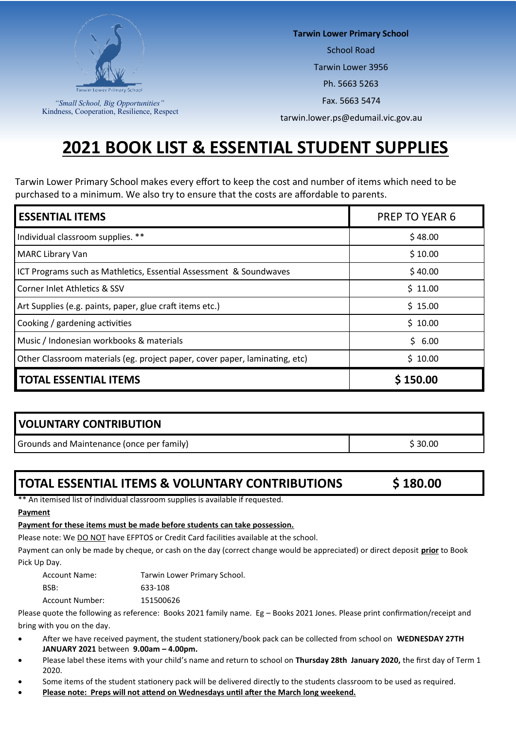"Small School, Big Opportunities"
Kindness, Cooperation, Resilience, Respect

**Tarwin Lower Primary School**
School Road
Tarwin Lower 3956
Ph. 5663 5263
Fax. 5663 5474
tarwin.lower.ps@edumail.vic.gov.au

# 2021 BOOK LIST & ESSENTIAL STUDENT SUPPLIES

Tarwin Lower Primary School makes every effort to keep the cost and number of items which need to be purchased to a minimum. We also try to ensure that the costs are affordable to parents.

| **ESSENTIAL ITEMS** | PREP TO YEAR 6 |
|---|---|
| Individual classroom supplies. ** | $ 48.00 |
| MARC Library Van | $ 10.00 |
| ICT Programs such as Mathletics, Essential Assessment & Soundwaves | $ 40.00 |
| Corner Inlet Athletics & SSV | $ 11.00 |
| Art Supplies (e.g. paints, paper, glue craft items etc.) | $ 15.00 |
| Cooking / gardening activities | $ 10.00 |
| Music / Indonesian workbooks & materials | $ 6.00 |
| Other Classroom materials (eg. project paper, cover paper, laminating, etc) | $ 10.00 |
| **TOTAL ESSENTIAL ITEMS** | **$ 150.00** |

| **VOLUNTARY CONTRIBUTION** | |
|---|---|
| Grounds and Maintenance (once per family) | $ 30.00 |

| **TOTAL ESSENTIAL ITEMS & VOLUNTARY CONTRIBUTIONS** | **$ 180.00** |
|---|---|

** An itemised list of individual classroom supplies is available if requested.

**Payment**

**Payment for these items must be made before students can take possession.**

Please note: We DO NOT have EFPTOS or Credit Card facilities available at the school.

Payment can only be made by cheque, or cash on the day (correct change would be appreciated) or direct deposit **prior** to Book Pick Up Day.

Account Name: Tarwin Lower Primary School.
BSB: 633-108
Account Number: 151500626

Please quote the following as reference: Books 2021 family name. Eg – Books 2021 Jones. Please print confirmation/receipt and bring with you on the day.

- After we have received payment, the student stationery/book pack can be collected from school on **WEDNESDAY 27TH JANUARY 2021** between **9.00am – 4.00pm.**
- Please label these items with your child's name and return to school on **Thursday 28th January 2020,** the first day of Term 1 2020.
- Some items of the student stationery pack will be delivered directly to the students classroom to be used as required.
- **Please note: Preps will not attend on Wednesdays until after the March long weekend.**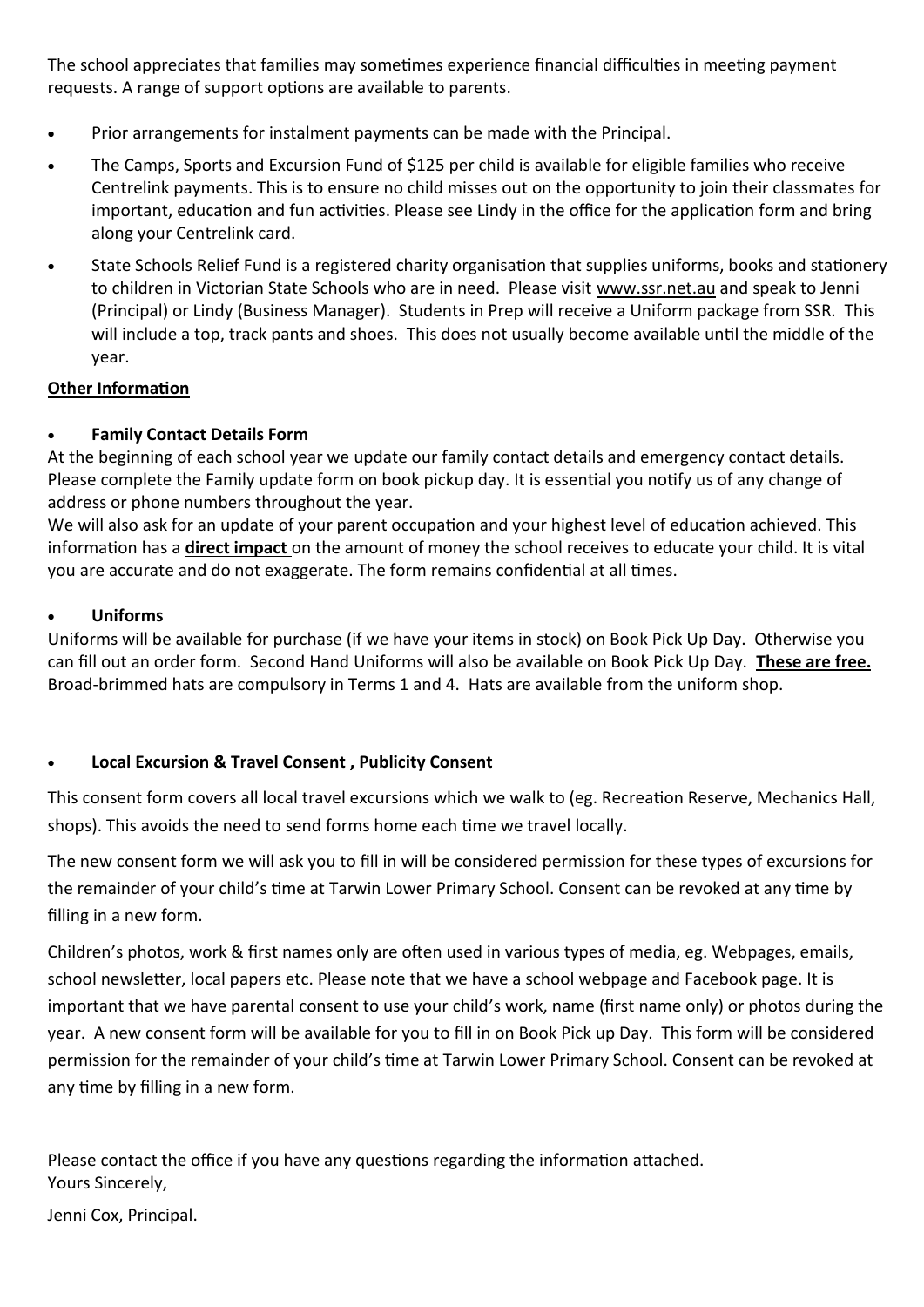The school appreciates that families may sometimes experience financial difficulties in meeting payment requests. A range of support options are available to parents.

- Prior arrangements for instalment payments can be made with the Principal.
- The Camps, Sports and Excursion Fund of $125 per child is available for eligible families who receive Centrelink payments. This is to ensure no child misses out on the opportunity to join their classmates for important, education and fun activities. Please see Lindy in the office for the application form and bring along your Centrelink card.
- State Schools Relief Fund is a registered charity organisation that supplies uniforms, books and stationery to children in Victorian State Schools who are in need. Please visit www.ssr.net.au and speak to Jenni (Principal) or Lindy (Business Manager). Students in Prep will receive a Uniform package from SSR. This will include a top, track pants and shoes. This does not usually become available until the middle of the year.

**Other Information**

- **Family Contact Details Form**

At the beginning of each school year we update our family contact details and emergency contact details. Please complete the Family update form on book pickup day. It is essential you notify us of any change of address or phone numbers throughout the year.

We will also ask for an update of your parent occupation and your highest level of education achieved. This information has a **direct impact** on the amount of money the school receives to educate your child. It is vital you are accurate and do not exaggerate. The form remains confidential at all times.

- **Uniforms**

Uniforms will be available for purchase (if we have your items in stock) on Book Pick Up Day. Otherwise you can fill out an order form. Second Hand Uniforms will also be available on Book Pick Up Day. **These are free.** Broad-brimmed hats are compulsory in Terms 1 and 4. Hats are available from the uniform shop.

- **Local Excursion & Travel Consent , Publicity Consent**

This consent form covers all local travel excursions which we walk to (eg. Recreation Reserve, Mechanics Hall, shops). This avoids the need to send forms home each time we travel locally.

The new consent form we will ask you to fill in will be considered permission for these types of excursions for the remainder of your child's time at Tarwin Lower Primary School. Consent can be revoked at any time by filling in a new form.

Children's photos, work & first names only are often used in various types of media, eg. Webpages, emails, school newsletter, local papers etc. Please note that we have a school webpage and Facebook page. It is important that we have parental consent to use your child's work, name (first name only) or photos during the year. A new consent form will be available for you to fill in on Book Pick up Day. This form will be considered permission for the remainder of your child's time at Tarwin Lower Primary School. Consent can be revoked at any time by filling in a new form.

Please contact the office if you have any questions regarding the information attached.
Yours Sincerely,

Jenni Cox, Principal.